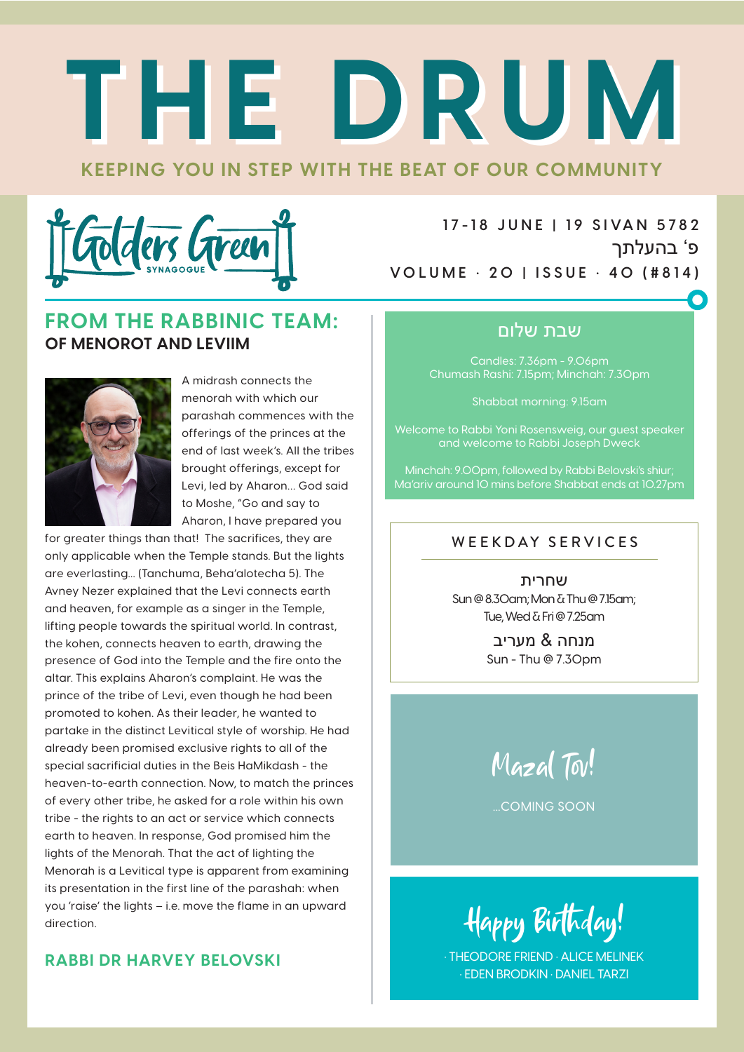# THE DRUM

KEEPING YOU IN STEP WITH THE BEAT OF OUR COMMUNITY

Golders Green SYNAGOGUE

17-18 JUNE | 19 SIVAN 5782
פ׳ בהעלתך
VOLUME · 20 | ISSUE · 40 (#814)

## FROM THE RABBINIC TEAM:
### OF MENOROT AND LEVIIM

A midrash connects the menorah with which our parashah commences with the offerings of the princes at the end of last week's. All the tribes brought offerings, except for Levi, led by Aharon... God said to Moshe, "Go and say to Aharon, I have prepared you for greater things than that! The sacrifices, they are only applicable when the Temple stands. But the lights are everlasting... (Tanchuma, Beha'alotecha 5). The Avney Nezer explained that the Levi connects earth and heaven, for example as a singer in the Temple, lifting people towards the spiritual world. In contrast, the kohen, connects heaven to earth, drawing the presence of God into the Temple and the fire onto the altar. This explains Aharon's complaint. He was the prince of the tribe of Levi, even though he had been promoted to kohen. As their leader, he wanted to partake in the distinct Levitical style of worship. He had already been promised exclusive rights to all of the special sacrificial duties in the Beis HaMikdash - the heaven-to-earth connection. Now, to match the princes of every other tribe, he asked for a role within his own tribe - the rights to an act or service which connects earth to heaven. In response, God promised him the lights of the Menorah. That the act of lighting the Menorah is a Levitical type is apparent from examining its presentation in the first line of the parashah: when you 'raise' the lights – i.e. move the flame in an upward direction.

**RABBI DR HARVEY BELOVSKI**

## שבת שלום

Candles: 7.36pm - 9.06pm
Chumash Rashi: 7.15pm; Minchah: 7.30pm

Shabbat morning: 9.15am

Welcome to Rabbi Yoni Rosensweig, our guest speaker and welcome to Rabbi Joseph Dweck

Minchah: 9.00pm, followed by Rabbi Belovski's shiur; Ma'ariv around 10 mins before Shabbat ends at 10.27pm

## WEEKDAY SERVICES

שחרית
Sun @ 8.30am; Mon & Thu @ 7.15am;
Tue, Wed & Fri @ 7.25am

מנחה & מעריב
Sun - Thu @ 7.30pm

## Mazal Tov!

...COMING SOON

## Happy Birthday!

· THEODORE FRIEND · ALICE MELINEK · EDEN BRODKIN · DANIEL TARZI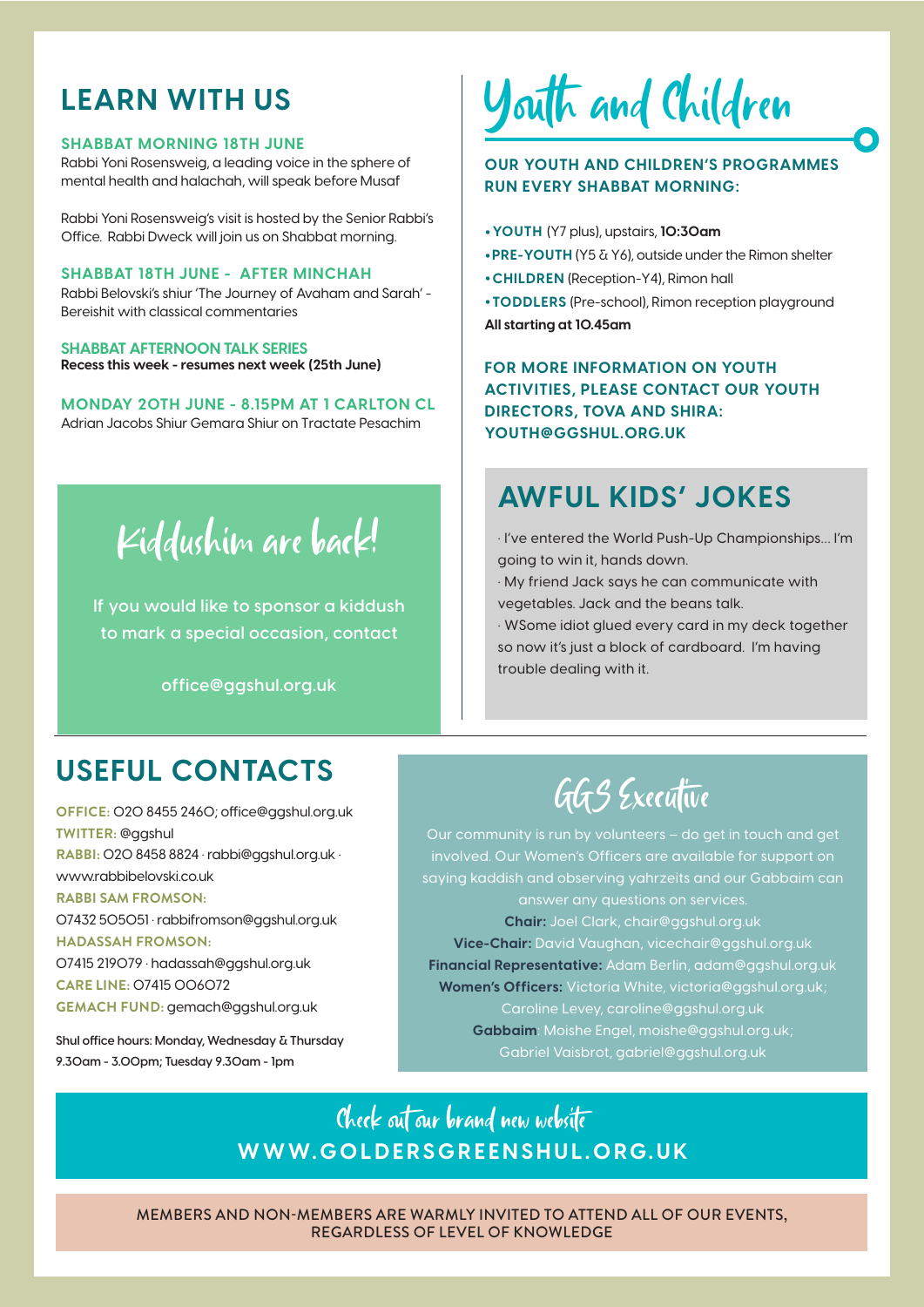## LEARN WITH US

### SHABBAT MORNING 18TH JUNE

Rabbi Yoni Rosensweig, a leading voice in the sphere of mental health and halachah, will speak before Musaf

Rabbi Yoni Rosensweig's visit is hosted by the Senior Rabbi's Office. Rabbi Dweck will join us on Shabbat morning.

### SHABBAT 18TH JUNE - AFTER MINCHAH

Rabbi Belovski's shiur 'The Journey of Avaham and Sarah' - Bereishit with classical commentaries

### SHABBAT AFTERNOON TALK SERIES

**Recess this week - resumes next week (25th June)**

### MONDAY 20TH JUNE - 8.15PM AT 1 CARLTON CL

Adrian Jacobs Shiur Gemara Shiur on Tractate Pesachim

## Kiddushim are back!

If you would like to sponsor a kiddush to mark a special occasion, contact

office@ggshul.org.uk

## Youth and Children

### OUR YOUTH AND CHILDREN'S PROGRAMMES RUN EVERY SHABBAT MORNING:

- **YOUTH** (Y7 plus), upstairs, **10:30am**
- **PRE-YOUTH** (Y5 & Y6), outside under the Rimon shelter
- **CHILDREN** (Reception-Y4), Rimon hall
- **TODDLERS** (Pre-school), Rimon reception playground

**All starting at 10.45am**

**FOR MORE INFORMATION ON YOUTH ACTIVITIES, PLEASE CONTACT OUR YOUTH DIRECTORS, TOVA AND SHIRA: YOUTH@GGSHUL.ORG.UK**

## AWFUL KIDS' JOKES

· I've entered the World Push-Up Championships... I'm going to win it, hands down.
· My friend Jack says he can communicate with vegetables. Jack and the beans talk.
· WSome idiot glued every card in my deck together so now it's just a block of cardboard. I'm having trouble dealing with it.

## USEFUL CONTACTS

**OFFICE:** 020 8455 2460; office@ggshul.org.uk
**TWITTER:** @ggshul
**RABBI:** 020 8458 8824 · rabbi@ggshul.org.uk · www.rabbibelovski.co.uk
**RABBI SAM FROMSON:**
07432 505051 · rabbifromson@ggshul.org.uk
**HADASSAH FROMSON:**
07415 219079 · hadassah@ggshul.org.uk
**CARE LINE:** 07415 006072
**GEMACH FUND:** gemach@ggshul.org.uk

**Shul office hours: Monday, Wednesday & Thursday 9.30am - 3.00pm; Tuesday 9.30am - 1pm**

## GGS Executive

Our community is run by volunteers – do get in touch and get involved. Our Women's Officers are available for support on saying kaddish and observing yahrzeits and our Gabbaim can answer any questions on services.

**Chair:** Joel Clark, chair@ggshul.org.uk
**Vice-Chair:** David Vaughan, vicechair@ggshul.org.uk
**Financial Representative:** Adam Berlin, adam@ggshul.org.uk
**Women's Officers:** Victoria White, victoria@ggshul.org.uk; Caroline Levey, caroline@ggshul.org.uk
**Gabbaim**: Moishe Engel, moishe@ggshul.org.uk; Gabriel Vaisbrot, gabriel@ggshul.org.uk

Check out our brand new website
**WWW.GOLDERSGREENSHUL.ORG.UK**

MEMBERS AND NON-MEMBERS ARE WARMLY INVITED TO ATTEND ALL OF OUR EVENTS, REGARDLESS OF LEVEL OF KNOWLEDGE